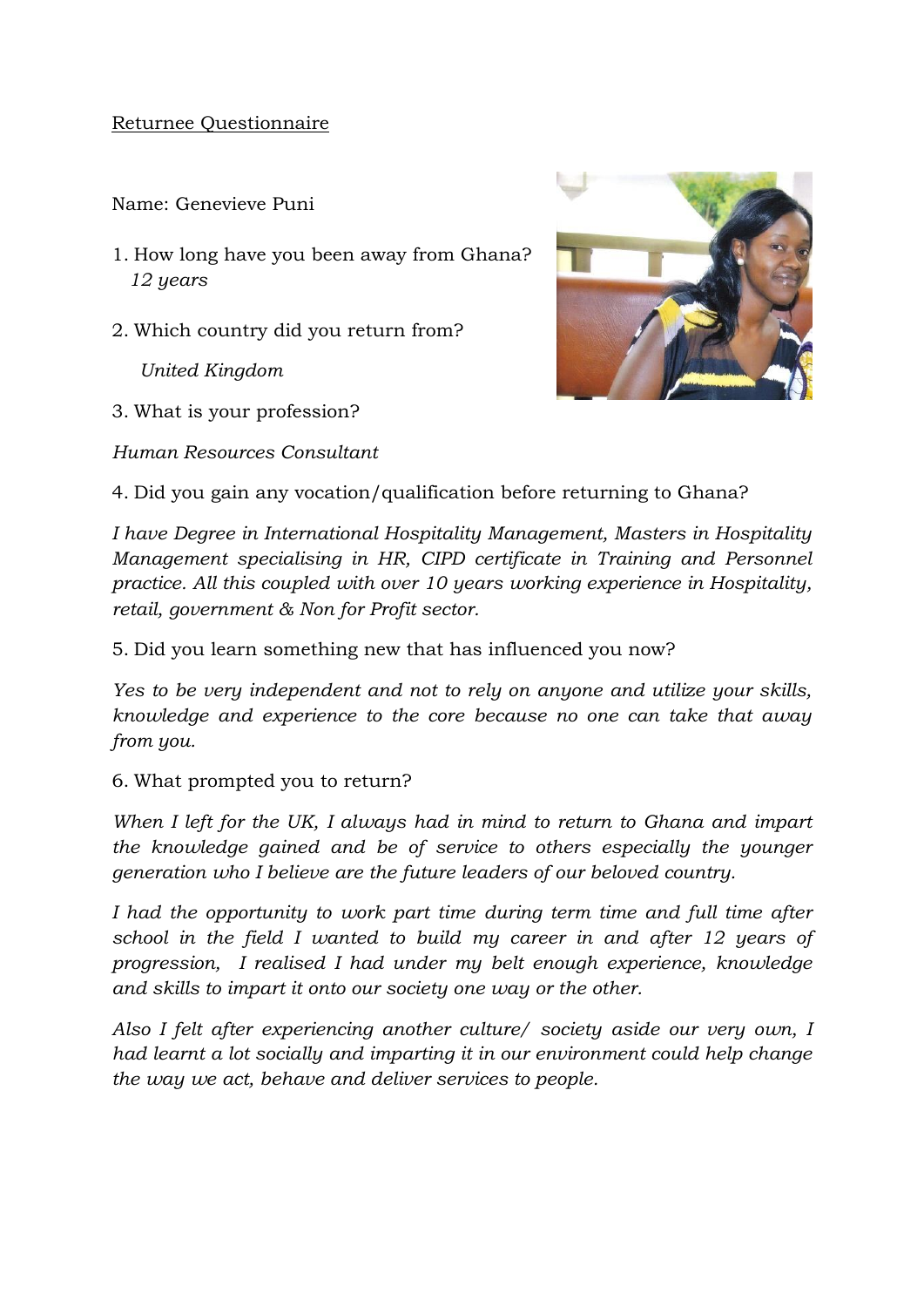<u>Returnee Questionnaire</u>

Name: Genevieve Puni

1. How long have you been away from Ghana?
   *12 years*

2. Which country did you return from?

   *United Kingdom*

3. What is your profession?

*Human Resources Consultant*

4. Did you gain any vocation/qualification before returning to Ghana?

*I have Degree in International Hospitality Management, Masters in Hospitality Management specialising in HR, CIPD certificate in Training and Personnel practice. All this coupled with over 10 years working experience in Hospitality, retail, government & Non for Profit sector.*

5. Did you learn something new that has influenced you now?

*Yes to be very independent and not to rely on anyone and utilize your skills, knowledge and experience to the core because no one can take that away from you.*

6. What prompted you to return?

*When I left for the UK, I always had in mind to return to Ghana and impart the knowledge gained and be of service to others especially the younger generation who I believe are the future leaders of our beloved country.*

*I had the opportunity to work part time during term time and full time after school in the field I wanted to build my career in and after 12 years of progression, I realised I had under my belt enough experience, knowledge and skills to impart it onto our society one way or the other.*

*Also I felt after experiencing another culture/ society aside our very own, I had learnt a lot socially and imparting it in our environment could help change the way we act, behave and deliver services to people.*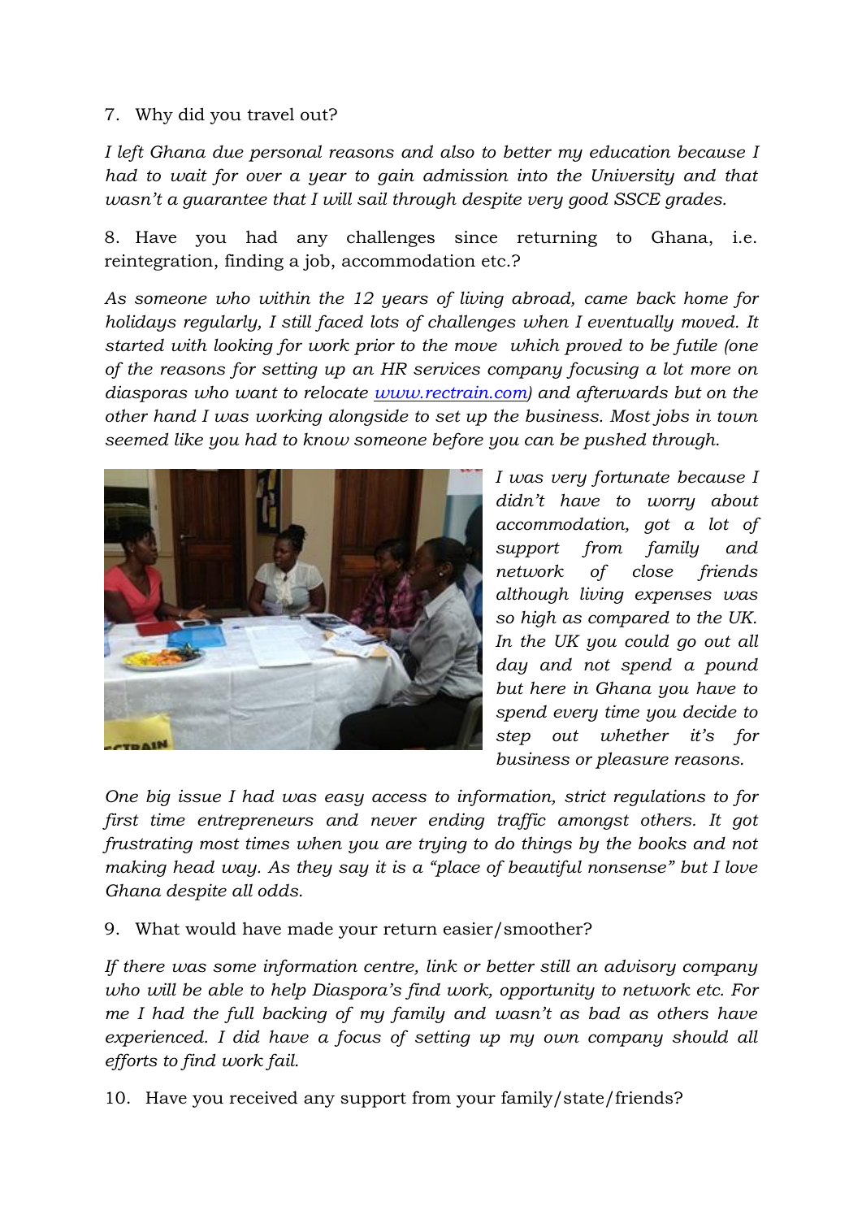7. Why did you travel out?

*I left Ghana due personal reasons and also to better my education because I had to wait for over a year to gain admission into the University and that wasn't a guarantee that I will sail through despite very good SSCE grades.*

8. Have you had any challenges since returning to Ghana, i.e. reintegration, finding a job, accommodation etc.?

*As someone who within the 12 years of living abroad, came back home for holidays regularly, I still faced lots of challenges when I eventually moved. It started with looking for work prior to the move which proved to be futile (one of the reasons for setting up an HR services company focusing a lot more on diasporas who want to relocate [www.rectrain.com](http://www.rectrain.com)) and afterwards but on the other hand I was working alongside to set up the business. Most jobs in town seemed like you had to know someone before you can be pushed through.*

*I was very fortunate because I didn't have to worry about accommodation, got a lot of support from family and network of close friends although living expenses was so high as compared to the UK. In the UK you could go out all day and not spend a pound but here in Ghana you have to spend every time you decide to step out whether it's for business or pleasure reasons.*

*One big issue I had was easy access to information, strict regulations to for first time entrepreneurs and never ending traffic amongst others. It got frustrating most times when you are trying to do things by the books and not making head way. As they say it is a "place of beautiful nonsense" but I love Ghana despite all odds.*

9. What would have made your return easier/smoother?

*If there was some information centre, link or better still an advisory company who will be able to help Diaspora's find work, opportunity to network etc. For me I had the full backing of my family and wasn't as bad as others have experienced. I did have a focus of setting up my own company should all efforts to find work fail.*

10. Have you received any support from your family/state/friends?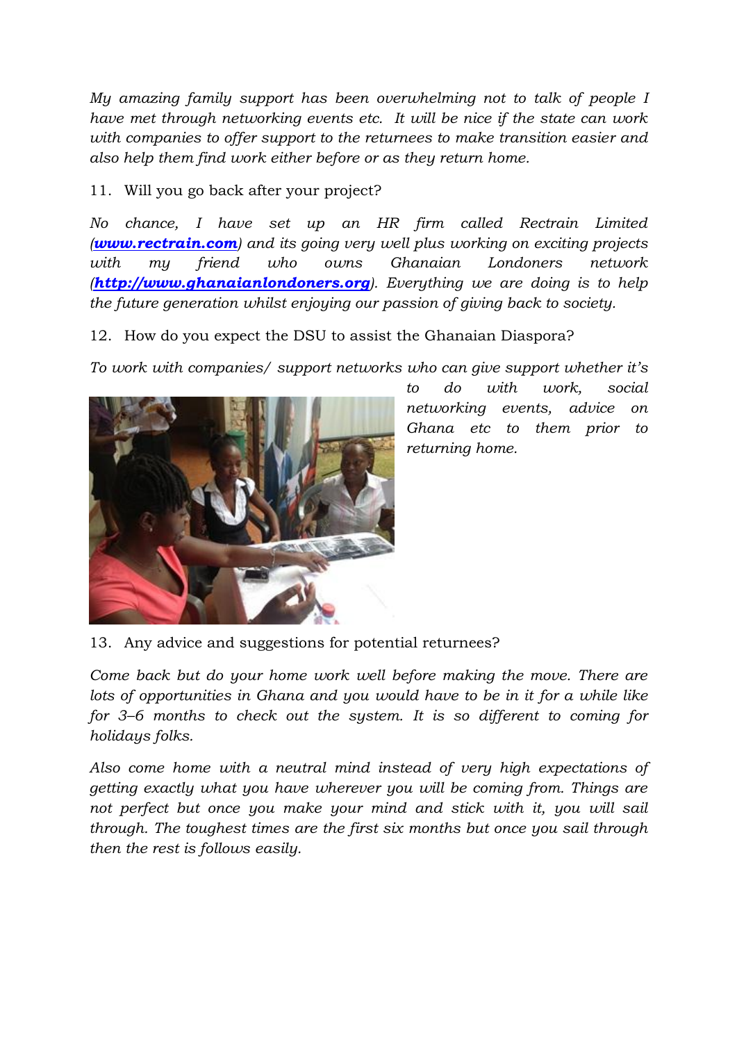*My amazing family support has been overwhelming not to talk of people I have met through networking events etc. It will be nice if the state can work with companies to offer support to the returnees to make transition easier and also help them find work either before or as they return home.*

11. Will you go back after your project?

*No chance, I have set up an HR firm called Rectrain Limited (**www.rectrain.com**) and its going very well plus working on exciting projects with my friend who owns Ghanaian Londoners network (**http://www.ghanaianlondoners.org**). Everything we are doing is to help the future generation whilst enjoying our passion of giving back to society.*

12. How do you expect the DSU to assist the Ghanaian Diaspora?

*To work with companies/ support networks who can give support whether it's to do with work, social networking events, advice on Ghana etc to them prior to returning home.*

13. Any advice and suggestions for potential returnees?

*Come back but do your home work well before making the move. There are lots of opportunities in Ghana and you would have to be in it for a while like for 3–6 months to check out the system. It is so different to coming for holidays folks.*

*Also come home with a neutral mind instead of very high expectations of getting exactly what you have wherever you will be coming from. Things are not perfect but once you make your mind and stick with it, you will sail through. The toughest times are the first six months but once you sail through then the rest is follows easily.*